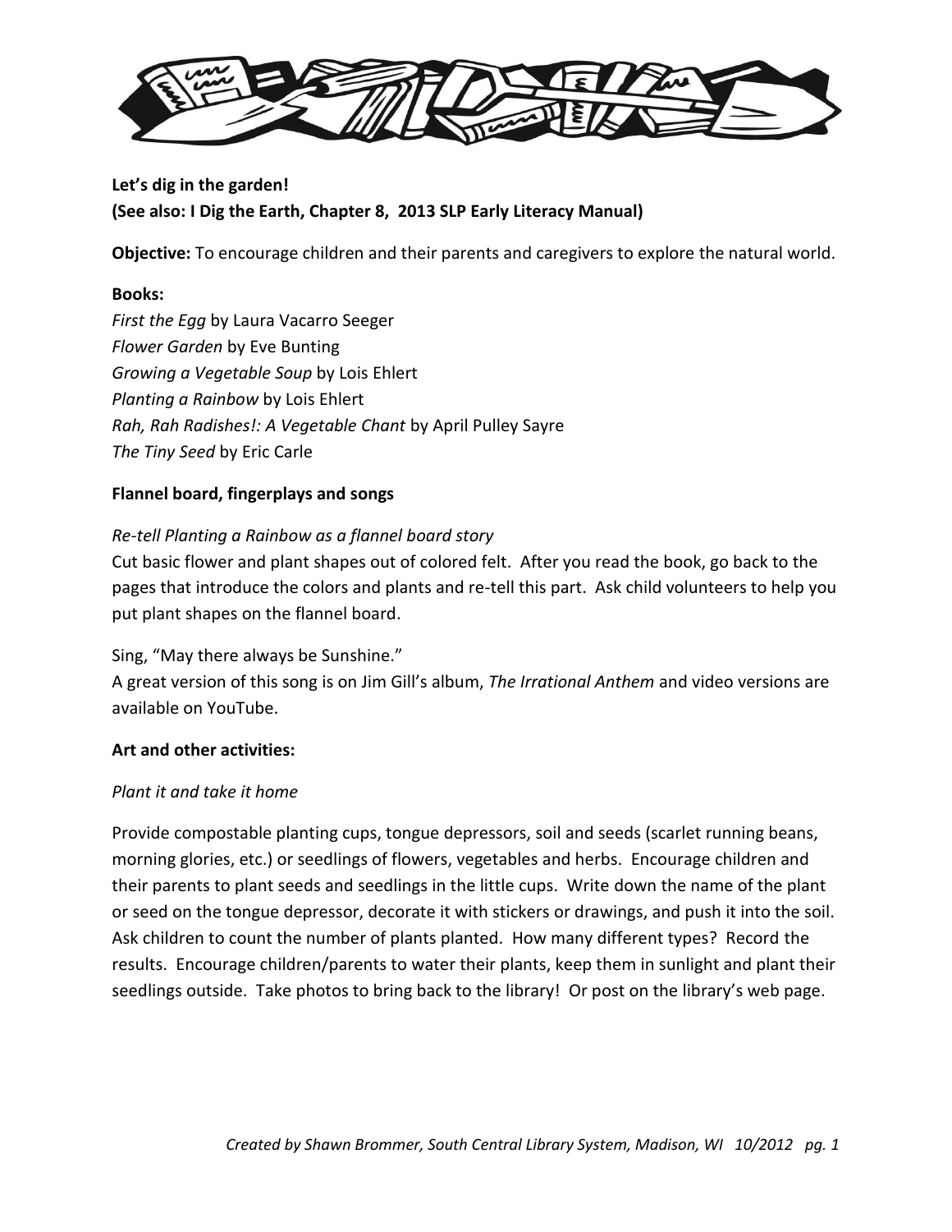**Let's dig in the garden!**
**(See also: I Dig the Earth, Chapter 8, 2013 SLP Early Literacy Manual)**

**Objective:** To encourage children and their parents and caregivers to explore the natural world.

**Books:**
*First the Egg* by Laura Vacarro Seeger
*Flower Garden* by Eve Bunting
*Growing a Vegetable Soup* by Lois Ehlert
*Planting a Rainbow* by Lois Ehlert
*Rah, Rah Radishes!: A Vegetable Chant* by April Pulley Sayre
*The Tiny Seed* by Eric Carle

**Flannel board, fingerplays and songs**

*Re-tell Planting a Rainbow as a flannel board story*
Cut basic flower and plant shapes out of colored felt. After you read the book, go back to the pages that introduce the colors and plants and re-tell this part. Ask child volunteers to help you put plant shapes on the flannel board.

Sing, "May there always be Sunshine."
A great version of this song is on Jim Gill's album, *The Irrational Anthem* and video versions are available on YouTube.

**Art and other activities:**

*Plant it and take it home*

Provide compostable planting cups, tongue depressors, soil and seeds (scarlet running beans, morning glories, etc.) or seedlings of flowers, vegetables and herbs. Encourage children and their parents to plant seeds and seedlings in the little cups. Write down the name of the plant or seed on the tongue depressor, decorate it with stickers or drawings, and push it into the soil. Ask children to count the number of plants planted. How many different types? Record the results. Encourage children/parents to water their plants, keep them in sunlight and plant their seedlings outside. Take photos to bring back to the library! Or post on the library's web page.

*Created by Shawn Brommer, South Central Library System, Madison, WI 10/2012*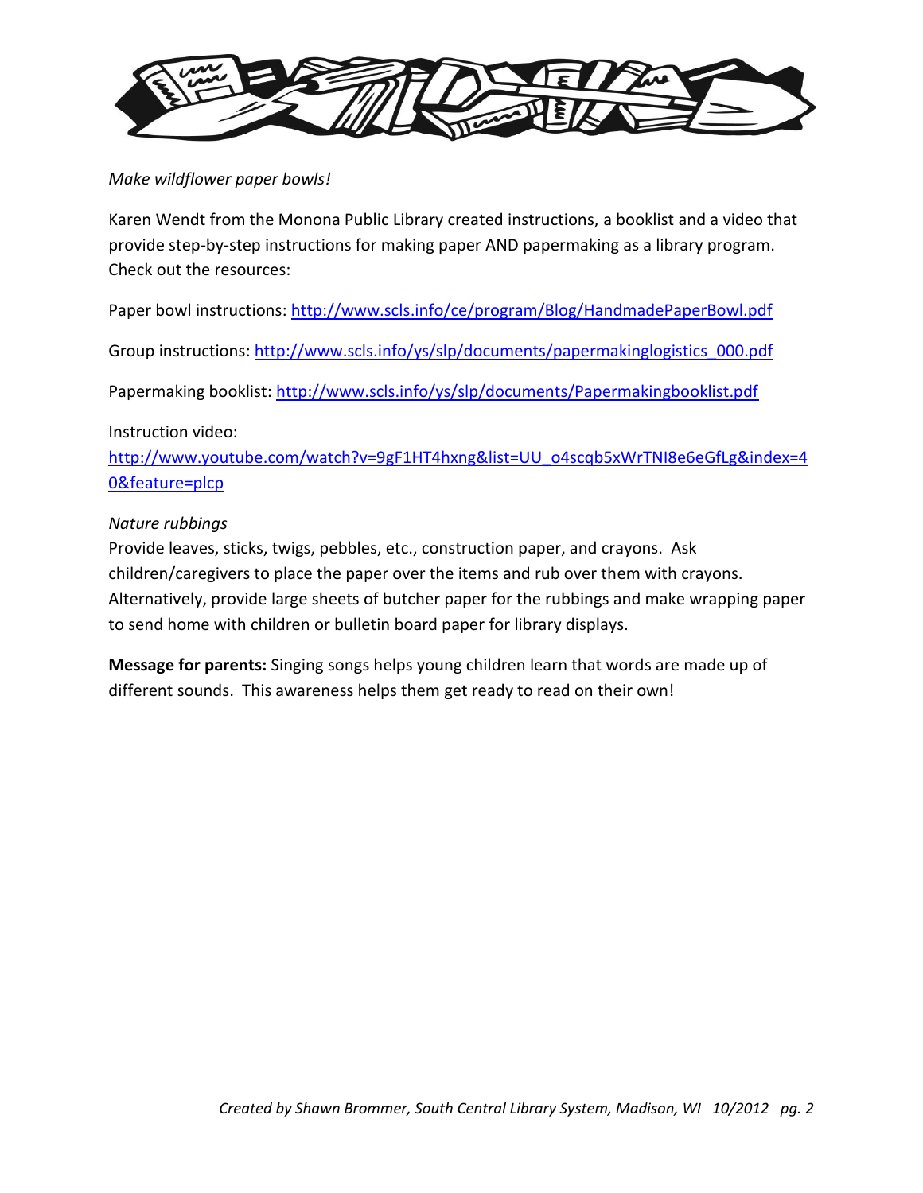*Make wildflower paper bowls!*

Karen Wendt from the Monona Public Library created instructions, a booklist and a video that provide step-by-step instructions for making paper AND papermaking as a library program. Check out the resources:

Paper bowl instructions: http://www.scls.info/ce/program/Blog/HandmadePaperBowl.pdf

Group instructions: http://www.scls.info/ys/slp/documents/papermakinglogistics_000.pdf

Papermaking booklist: http://www.scls.info/ys/slp/documents/Papermakingbooklist.pdf

Instruction video: http://www.youtube.com/watch?v=9gF1HT4hxng&list=UU_o4scqb5xWrTNI8e6eGfLg&index=40&feature=plcp

*Nature rubbings*
Provide leaves, sticks, twigs, pebbles, etc., construction paper, and crayons. Ask children/caregivers to place the paper over the items and rub over them with crayons. Alternatively, provide large sheets of butcher paper for the rubbings and make wrapping paper to send home with children or bulletin board paper for library displays.

**Message for parents:** Singing songs helps young children learn that words are made up of different sounds. This awareness helps them get ready to read on their own!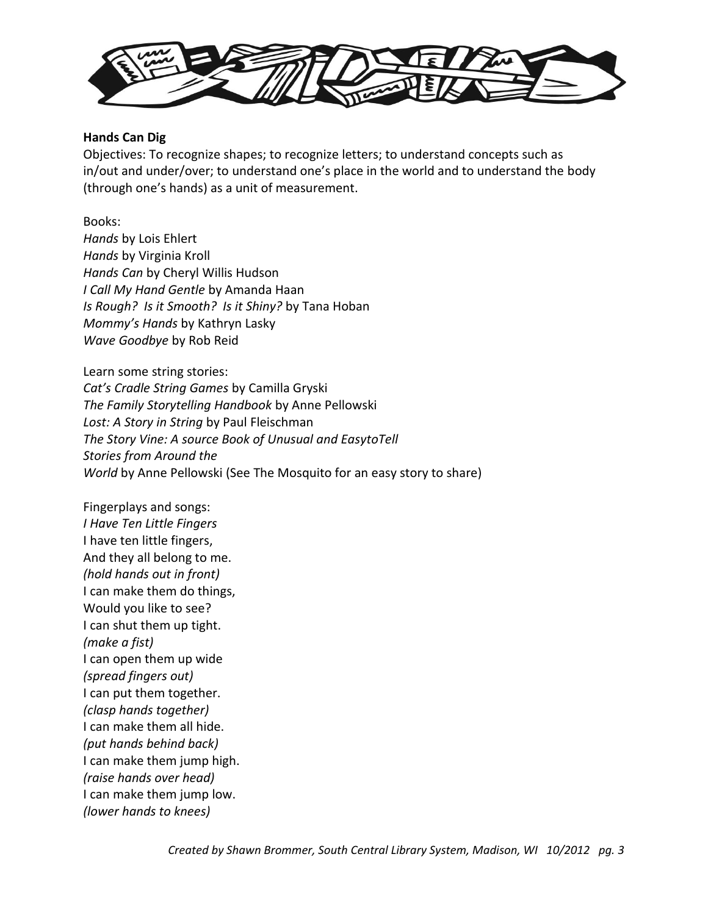**Hands Can Dig**

Objectives: To recognize shapes; to recognize letters; to understand concepts such as in/out and under/over; to understand one's place in the world and to understand the body (through one's hands) as a unit of measurement.

Books:
*Hands* by Lois Ehlert
*Hands* by Virginia Kroll
*Hands Can* by Cheryl Willis Hudson
*I Call My Hand Gentle* by Amanda Haan
*Is Rough? Is it Smooth? Is it Shiny?* by Tana Hoban
*Mommy's Hands* by Kathryn Lasky
*Wave Goodbye* by Rob Reid

Learn some string stories:
*Cat's Cradle String Games* by Camilla Gryski
*The Family Storytelling Handbook* by Anne Pellowski
*Lost: A Story in String* by Paul Fleischman
*The Story Vine: A source Book of Unusual and EasytoTell Stories from Around the World* by Anne Pellowski (See The Mosquito for an easy story to share)

Fingerplays and songs:
*I Have Ten Little Fingers*
I have ten little fingers,
And they all belong to me.
*(hold hands out in front)*
I can make them do things,
Would you like to see?
I can shut them up tight.
*(make a fist)*
I can open them up wide
*(spread fingers out)*
I can put them together.
*(clasp hands together)*
I can make them all hide.
*(put hands behind back)*
I can make them jump high.
*(raise hands over head)*
I can make them jump low.
*(lower hands to knees)*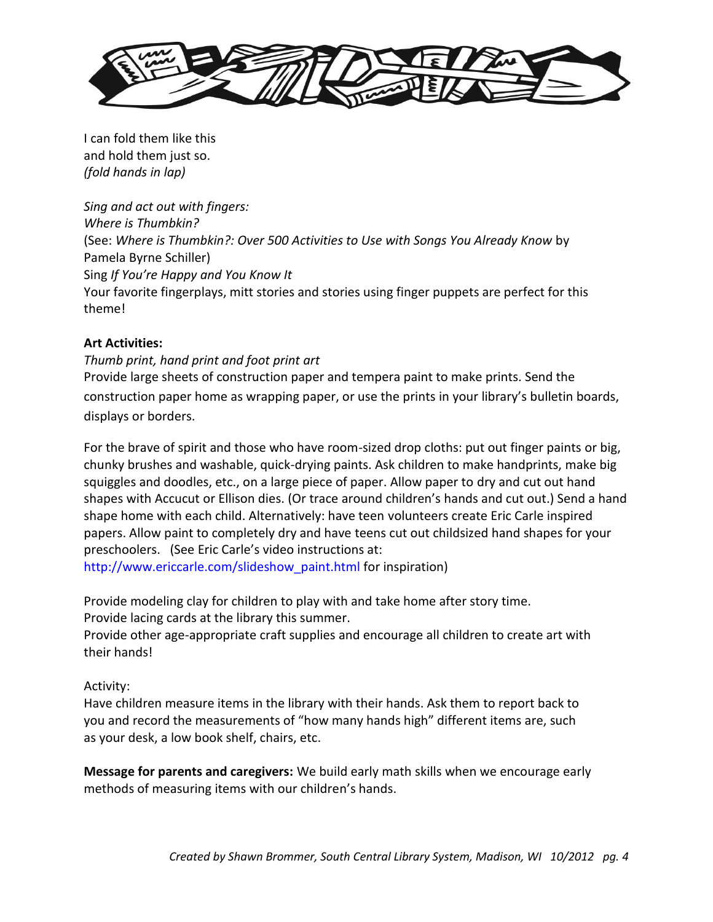I can fold them like this
and hold them just so.
*(fold hands in lap)*

*Sing and act out with fingers:*
*Where is Thumbkin?*
(See: *Where is Thumbkin?: Over 500 Activities to Use with Songs You Already Know* by Pamela Byrne Schiller)
Sing *If You're Happy and You Know It*
Your favorite fingerplays, mitt stories and stories using finger puppets are perfect for this theme!

**Art Activities:**
*Thumb print, hand print and foot print art*
Provide large sheets of construction paper and tempera paint to make prints. Send the construction paper home as wrapping paper, or use the prints in your library's bulletin boards, displays or borders.

For the brave of spirit and those who have room-sized drop cloths: put out finger paints or big, chunky brushes and washable, quick-drying paints. Ask children to make handprints, make big squiggles and doodles, etc., on a large piece of paper. Allow paper to dry and cut out hand shapes with Accucut or Ellison dies. (Or trace around children's hands and cut out.) Send a hand shape home with each child. Alternatively: have teen volunteers create Eric Carle inspired papers. Allow paint to completely dry and have teens cut out childsized hand shapes for your preschoolers. (See Eric Carle's video instructions at: http://www.ericcarle.com/slideshow_paint.html for inspiration)

Provide modeling clay for children to play with and take home after story time.
Provide lacing cards at the library this summer.
Provide other age-appropriate craft supplies and encourage all children to create art with their hands!

Activity:
Have children measure items in the library with their hands. Ask them to report back to you and record the measurements of "how many hands high" different items are, such as your desk, a low book shelf, chairs, etc.

**Message for parents and caregivers:** We build early math skills when we encourage early methods of measuring items with our children's hands.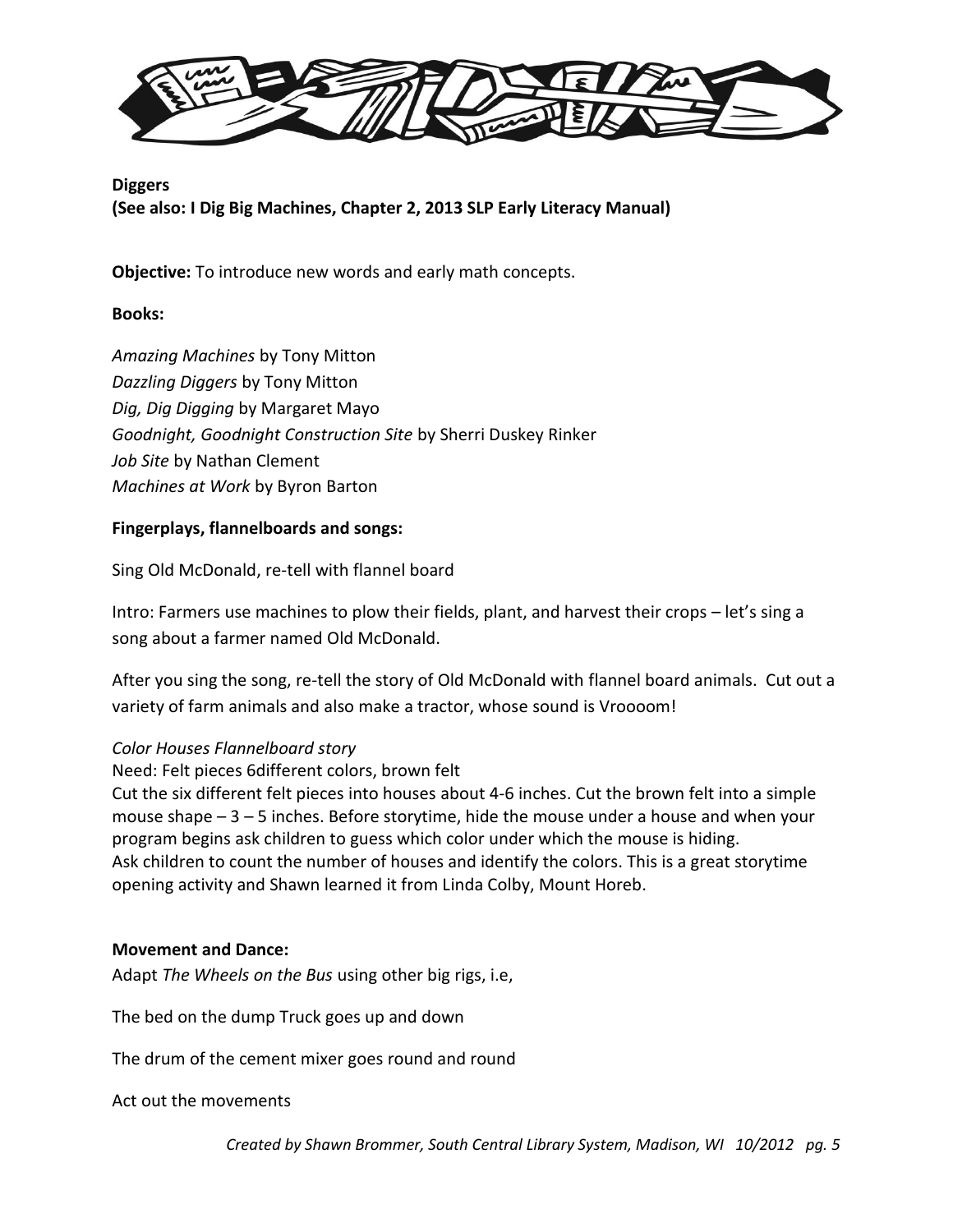**Diggers**
**(See also: I Dig Big Machines, Chapter 2, 2013 SLP Early Literacy Manual)**

**Objective:** To introduce new words and early math concepts.

**Books:**

*Amazing Machines* by Tony Mitton
*Dazzling Diggers* by Tony Mitton
*Dig, Dig Digging* by Margaret Mayo
*Goodnight, Goodnight Construction Site* by Sherri Duskey Rinker
*Job Site* by Nathan Clement
*Machines at Work* by Byron Barton

**Fingerplays, flannelboards and songs:**

Sing Old McDonald, re-tell with flannel board

Intro: Farmers use machines to plow their fields, plant, and harvest their crops – let's sing a song about a farmer named Old McDonald.

After you sing the song, re-tell the story of Old McDonald with flannel board animals. Cut out a variety of farm animals and also make a tractor, whose sound is Vroooom!

*Color Houses Flannelboard story*
Need: Felt pieces 6different colors, brown felt
Cut the six different felt pieces into houses about 4-6 inches. Cut the brown felt into a simple mouse shape – 3 – 5 inches. Before storytime, hide the mouse under a house and when your program begins ask children to guess which color under which the mouse is hiding.
Ask children to count the number of houses and identify the colors. This is a great storytime opening activity and Shawn learned it from Linda Colby, Mount Horeb.

**Movement and Dance:**
Adapt *The Wheels on the Bus* using other big rigs, i.e,

The bed on the dump Truck goes up and down

The drum of the cement mixer goes round and round

Act out the movements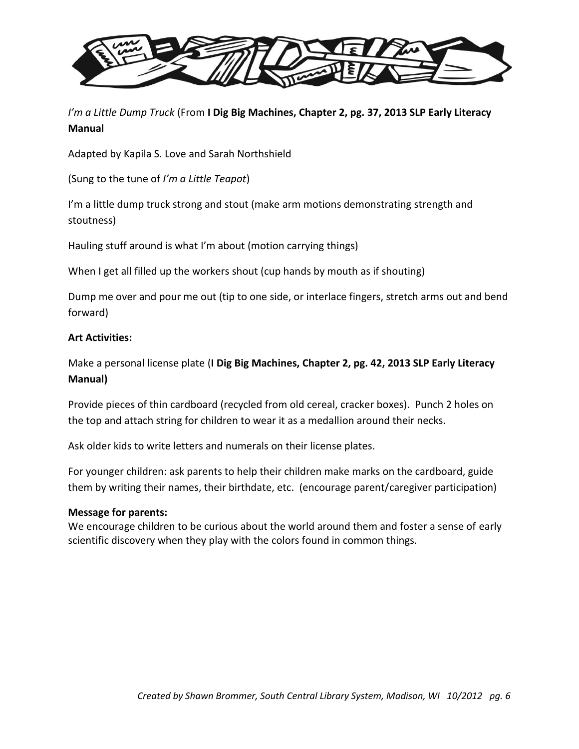*I'm a Little Dump Truck* (From **I Dig Big Machines, Chapter 2, pg. 37, 2013 SLP Early Literacy Manual**

Adapted by Kapila S. Love and Sarah Northshield

(Sung to the tune of *I'm a Little Teapot*)

I'm a little dump truck strong and stout (make arm motions demonstrating strength and stoutness)

Hauling stuff around is what I'm about (motion carrying things)

When I get all filled up the workers shout (cup hands by mouth as if shouting)

Dump me over and pour me out (tip to one side, or interlace fingers, stretch arms out and bend forward)

**Art Activities:**

Make a personal license plate (**I Dig Big Machines, Chapter 2, pg. 42, 2013 SLP Early Literacy Manual)**

Provide pieces of thin cardboard (recycled from old cereal, cracker boxes). Punch 2 holes on the top and attach string for children to wear it as a medallion around their necks.

Ask older kids to write letters and numerals on their license plates.

For younger children: ask parents to help their children make marks on the cardboard, guide them by writing their names, their birthdate, etc. (encourage parent/caregiver participation)

**Message for parents:**

We encourage children to be curious about the world around them and foster a sense of early scientific discovery when they play with the colors found in common things.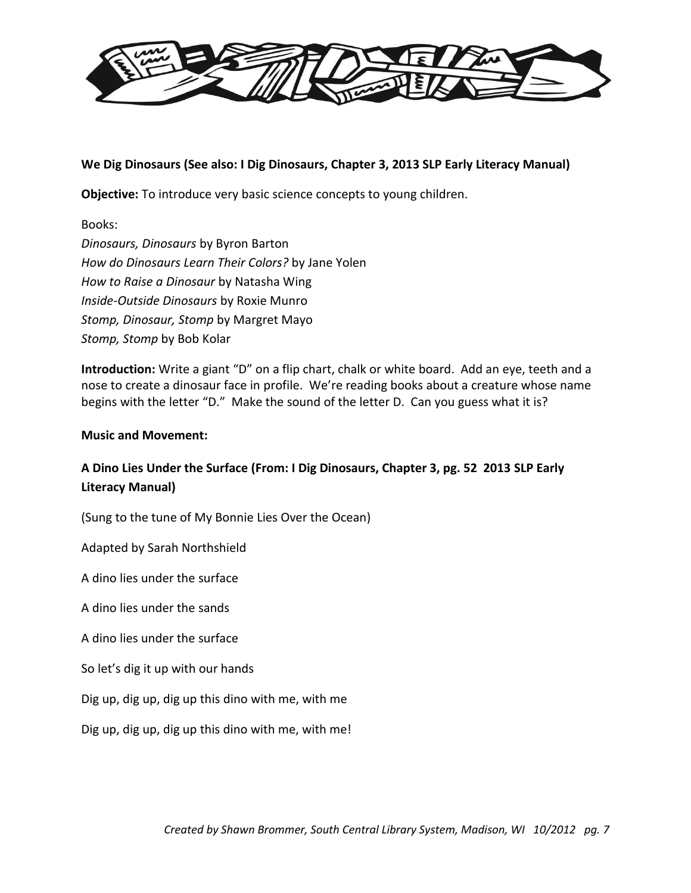**We Dig Dinosaurs (See also: I Dig Dinosaurs, Chapter 3, 2013 SLP Early Literacy Manual)**

**Objective:** To introduce very basic science concepts to young children.

Books:
*Dinosaurs, Dinosaurs* by Byron Barton
*How do Dinosaurs Learn Their Colors?* by Jane Yolen
*How to Raise a Dinosaur* by Natasha Wing
*Inside-Outside Dinosaurs* by Roxie Munro
*Stomp, Dinosaur, Stomp* by Margret Mayo
*Stomp, Stomp* by Bob Kolar

**Introduction:** Write a giant "D" on a flip chart, chalk or white board. Add an eye, teeth and a nose to create a dinosaur face in profile. We're reading books about a creature whose name begins with the letter "D." Make the sound of the letter D. Can you guess what it is?

**Music and Movement:**

**A Dino Lies Under the Surface (From: I Dig Dinosaurs, Chapter 3, pg. 52 2013 SLP Early Literacy Manual)**

(Sung to the tune of My Bonnie Lies Over the Ocean)

Adapted by Sarah Northshield

A dino lies under the surface

A dino lies under the sands

A dino lies under the surface

So let's dig it up with our hands

Dig up, dig up, dig up this dino with me, with me

Dig up, dig up, dig up this dino with me, with me!

*Created by Shawn Brommer, South Central Library System, Madison, WI 10/2012*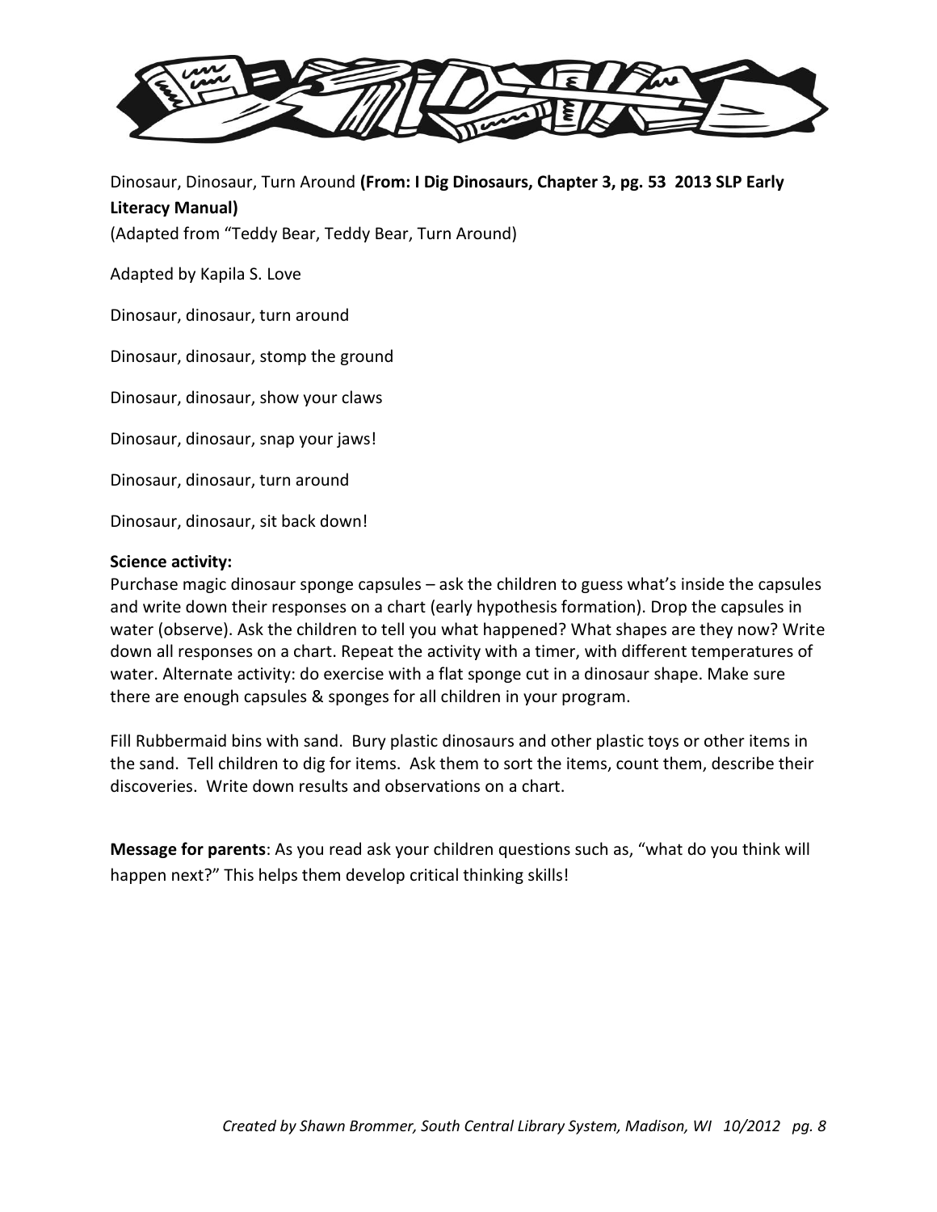Dinosaur, Dinosaur, Turn Around **(From: I Dig Dinosaurs, Chapter 3, pg. 53 2013 SLP Early Literacy Manual)**

(Adapted from "Teddy Bear, Teddy Bear, Turn Around)

Adapted by Kapila S. Love

Dinosaur, dinosaur, turn around

Dinosaur, dinosaur, stomp the ground

Dinosaur, dinosaur, show your claws

Dinosaur, dinosaur, snap your jaws!

Dinosaur, dinosaur, turn around

Dinosaur, dinosaur, sit back down!

**Science activity:**

Purchase magic dinosaur sponge capsules – ask the children to guess what's inside the capsules and write down their responses on a chart (early hypothesis formation). Drop the capsules in water (observe). Ask the children to tell you what happened? What shapes are they now? Write down all responses on a chart. Repeat the activity with a timer, with different temperatures of water. Alternate activity: do exercise with a flat sponge cut in a dinosaur shape. Make sure there are enough capsules & sponges for all children in your program.

Fill Rubbermaid bins with sand. Bury plastic dinosaurs and other plastic toys or other items in the sand. Tell children to dig for items. Ask them to sort the items, count them, describe their discoveries. Write down results and observations on a chart.

**Message for parents**: As you read ask your children questions such as, "what do you think will happen next?" This helps them develop critical thinking skills!

*Created by Shawn Brommer, South Central Library System, Madison, WI 10/2012*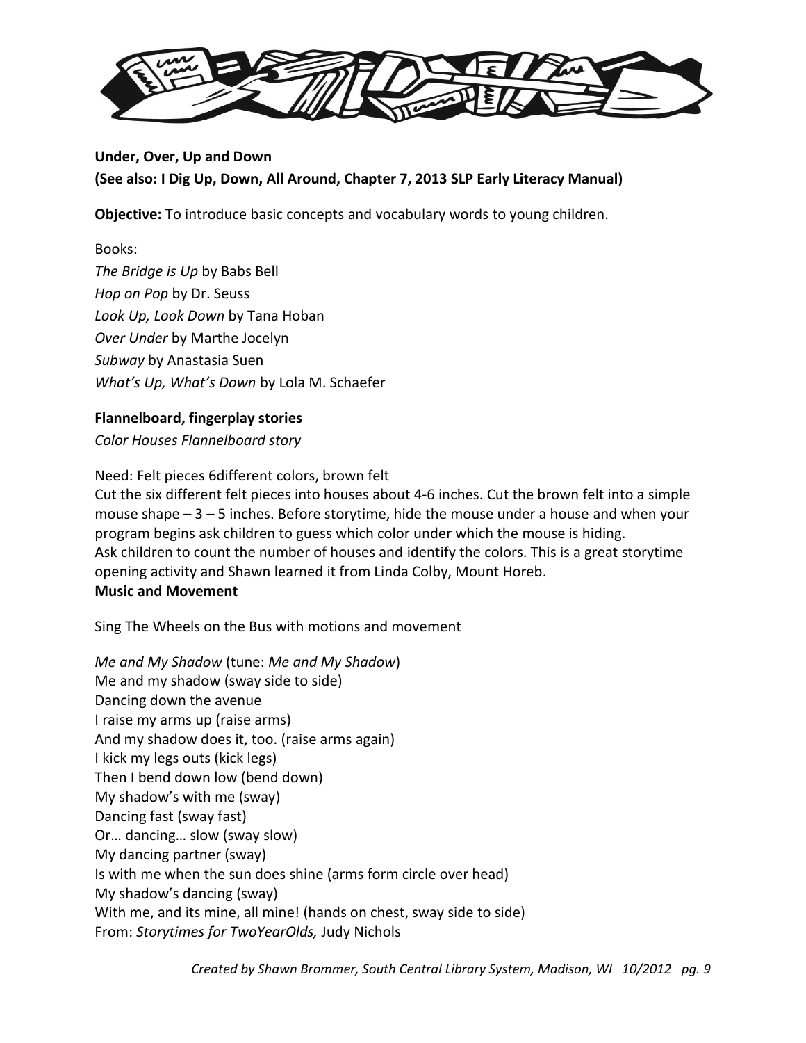**Under, Over, Up and Down**
**(See also: I Dig Up, Down, All Around, Chapter 7, 2013 SLP Early Literacy Manual)**

**Objective:** To introduce basic concepts and vocabulary words to young children.

Books:
*The Bridge is Up* by Babs Bell
*Hop on Pop* by Dr. Seuss
*Look Up, Look Down* by Tana Hoban
*Over Under* by Marthe Jocelyn
*Subway* by Anastasia Suen
*What's Up, What's Down* by Lola M. Schaefer

**Flannelboard, fingerplay stories**
*Color Houses Flannelboard story*

Need: Felt pieces 6different colors, brown felt
Cut the six different felt pieces into houses about 4-6 inches. Cut the brown felt into a simple mouse shape – 3 – 5 inches. Before storytime, hide the mouse under a house and when your program begins ask children to guess which color under which the mouse is hiding.
Ask children to count the number of houses and identify the colors. This is a great storytime opening activity and Shawn learned it from Linda Colby, Mount Horeb.

**Music and Movement**

Sing The Wheels on the Bus with motions and movement

*Me and My Shadow* (tune: *Me and My Shadow*)
Me and my shadow (sway side to side)
Dancing down the avenue
I raise my arms up (raise arms)
And my shadow does it, too. (raise arms again)
I kick my legs outs (kick legs)
Then I bend down low (bend down)
My shadow's with me (sway)
Dancing fast (sway fast)
Or… dancing… slow (sway slow)
My dancing partner (sway)
Is with me when the sun does shine (arms form circle over head)
My shadow's dancing (sway)
With me, and its mine, all mine! (hands on chest, sway side to side)
From: *Storytimes for TwoYearOlds,* Judy Nichols

*Created by Shawn Brommer, South Central Library System, Madison, WI 10/2012*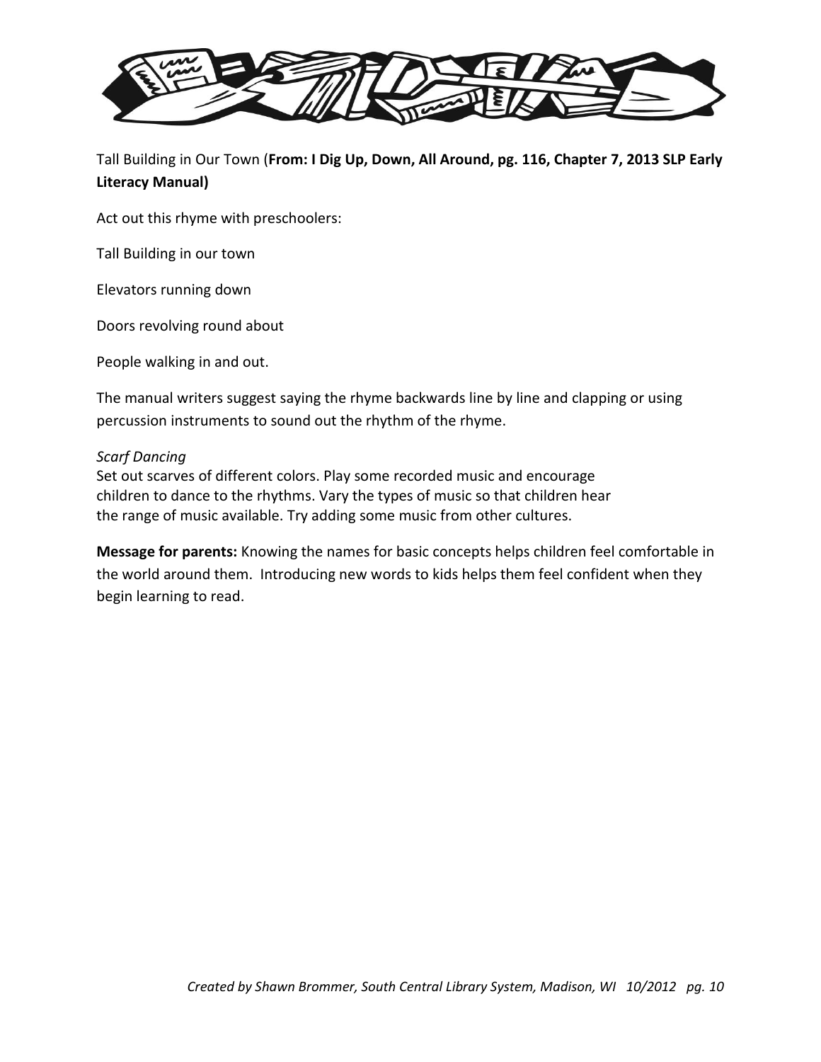Tall Building in Our Town (**From: I Dig Up, Down, All Around, pg. 116, Chapter 7, 2013 SLP Early Literacy Manual)**

Act out this rhyme with preschoolers:

Tall Building in our town

Elevators running down

Doors revolving round about

People walking in and out.

The manual writers suggest saying the rhyme backwards line by line and clapping or using percussion instruments to sound out the rhythm of the rhyme.

*Scarf Dancing*

Set out scarves of different colors. Play some recorded music and encourage children to dance to the rhythms. Vary the types of music so that children hear the range of music available. Try adding some music from other cultures.

**Message for parents:** Knowing the names for basic concepts helps children feel comfortable in the world around them. Introducing new words to kids helps them feel confident when they begin learning to read.

*Created by Shawn Brommer, South Central Library System, Madison, WI 10/2012*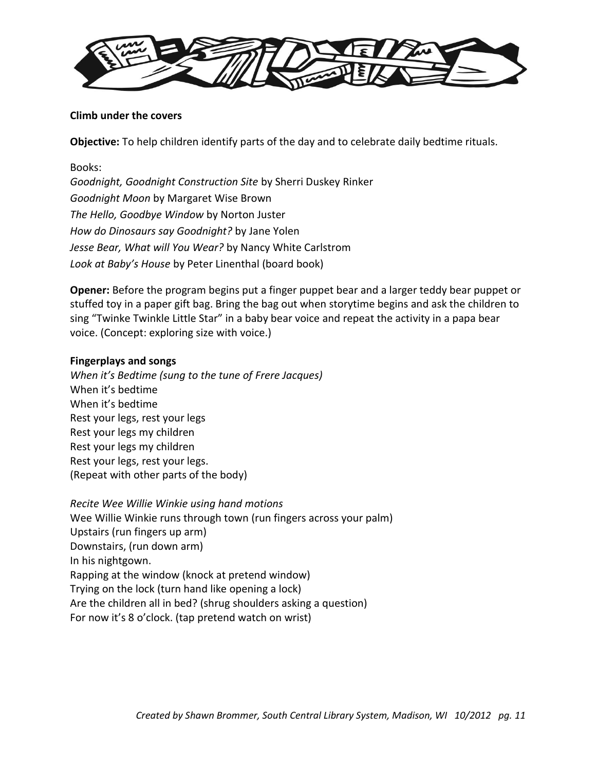**Climb under the covers**

**Objective:** To help children identify parts of the day and to celebrate daily bedtime rituals.

Books:
*Goodnight, Goodnight Construction Site* by Sherri Duskey Rinker
*Goodnight Moon* by Margaret Wise Brown
*The Hello, Goodbye Window* by Norton Juster
*How do Dinosaurs say Goodnight?* by Jane Yolen
*Jesse Bear, What will You Wear?* by Nancy White Carlstrom
*Look at Baby's House* by Peter Linenthal (board book)

**Opener:** Before the program begins put a finger puppet bear and a larger teddy bear puppet or stuffed toy in a paper gift bag. Bring the bag out when storytime begins and ask the children to sing "Twinke Twinkle Little Star" in a baby bear voice and repeat the activity in a papa bear voice. (Concept: exploring size with voice.)

**Fingerplays and songs**

*When it's Bedtime (sung to the tune of Frere Jacques)*
When it's bedtime
When it's bedtime
Rest your legs, rest your legs
Rest your legs my children
Rest your legs my children
Rest your legs, rest your legs.
(Repeat with other parts of the body)

*Recite Wee Willie Winkie using hand motions*
Wee Willie Winkie runs through town (run fingers across your palm)
Upstairs (run fingers up arm)
Downstairs, (run down arm)
In his nightgown.
Rapping at the window (knock at pretend window)
Trying on the lock (turn hand like opening a lock)
Are the children all in bed? (shrug shoulders asking a question)
For now it's 8 o'clock. (tap pretend watch on wrist)

*Created by Shawn Brommer, South Central Library System, Madison, WI 10/2012*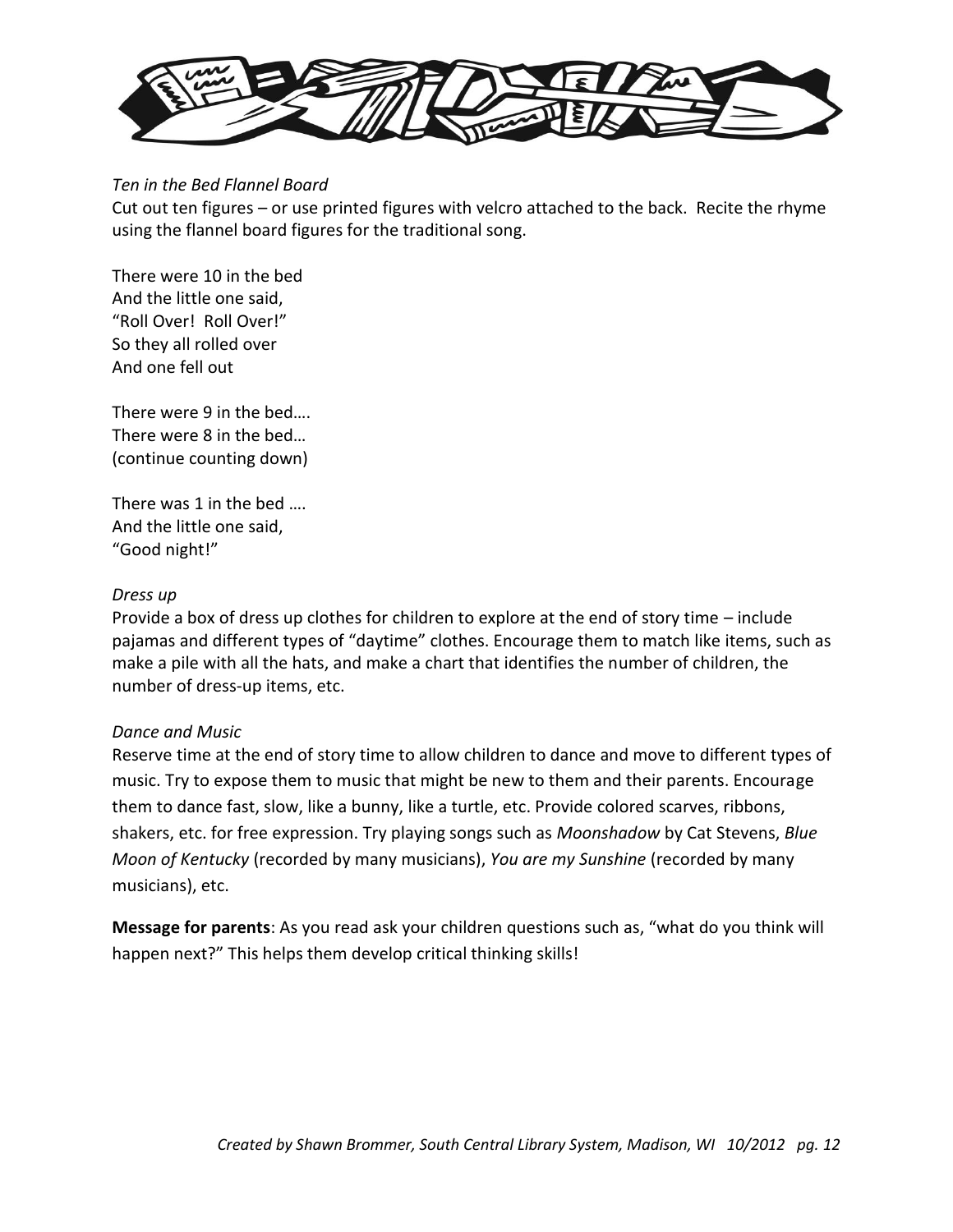*Ten in the Bed Flannel Board*

Cut out ten figures – or use printed figures with velcro attached to the back. Recite the rhyme using the flannel board figures for the traditional song.

There were 10 in the bed
And the little one said,
"Roll Over! Roll Over!"
So they all rolled over
And one fell out

There were 9 in the bed….
There were 8 in the bed…
(continue counting down)

There was 1 in the bed ….
And the little one said,
"Good night!"

*Dress up*

Provide a box of dress up clothes for children to explore at the end of story time – include pajamas and different types of "daytime" clothes. Encourage them to match like items, such as make a pile with all the hats, and make a chart that identifies the number of children, the number of dress-up items, etc.

*Dance and Music*

Reserve time at the end of story time to allow children to dance and move to different types of music. Try to expose them to music that might be new to them and their parents. Encourage them to dance fast, slow, like a bunny, like a turtle, etc. Provide colored scarves, ribbons, shakers, etc. for free expression. Try playing songs such as *Moonshadow* by Cat Stevens, *Blue Moon of Kentucky* (recorded by many musicians), *You are my Sunshine* (recorded by many musicians), etc.

**Message for parents**: As you read ask your children questions such as, "what do you think will happen next?" This helps them develop critical thinking skills!

*Created by Shawn Brommer, South Central Library System, Madison, WI 10/2012*